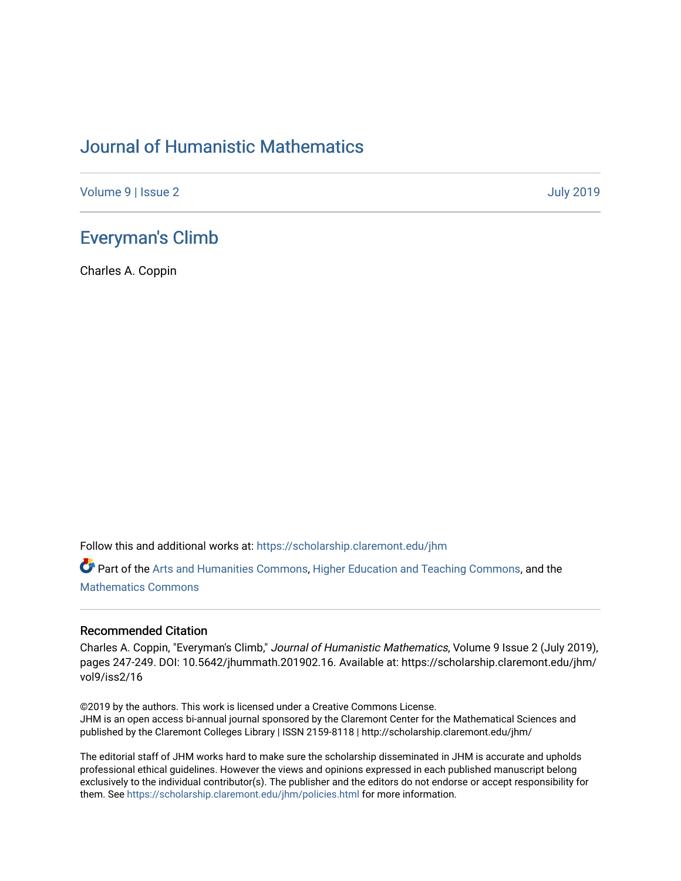# Journal of Humanistic Mathematics

Volume 9 | Issue 2 July 2019

## Everyman's Climb

Charles A. Coppin

Follow this and additional works at: https://scholarship.claremont.edu/jhm

Part of the Arts and Humanities Commons, Higher Education and Teaching Commons, and the Mathematics Commons

### Recommended Citation

Charles A. Coppin, "Everyman's Climb," *Journal of Humanistic Mathematics*, Volume 9 Issue 2 (July 2019), pages 247-249. DOI: 10.5642/jhummath.201902.16. Available at: https://scholarship.claremont.edu/jhm/vol9/iss2/16

©2019 by the authors. This work is licensed under a Creative Commons License.
JHM is an open access bi-annual journal sponsored by the Claremont Center for the Mathematical Sciences and published by the Claremont Colleges Library | ISSN 2159-8118 | http://scholarship.claremont.edu/jhm/

The editorial staff of JHM works hard to make sure the scholarship disseminated in JHM is accurate and upholds professional ethical guidelines. However the views and opinions expressed in each published manuscript belong exclusively to the individual contributor(s). The publisher and the editors do not endorse or accept responsibility for them. See https://scholarship.claremont.edu/jhm/policies.html for more information.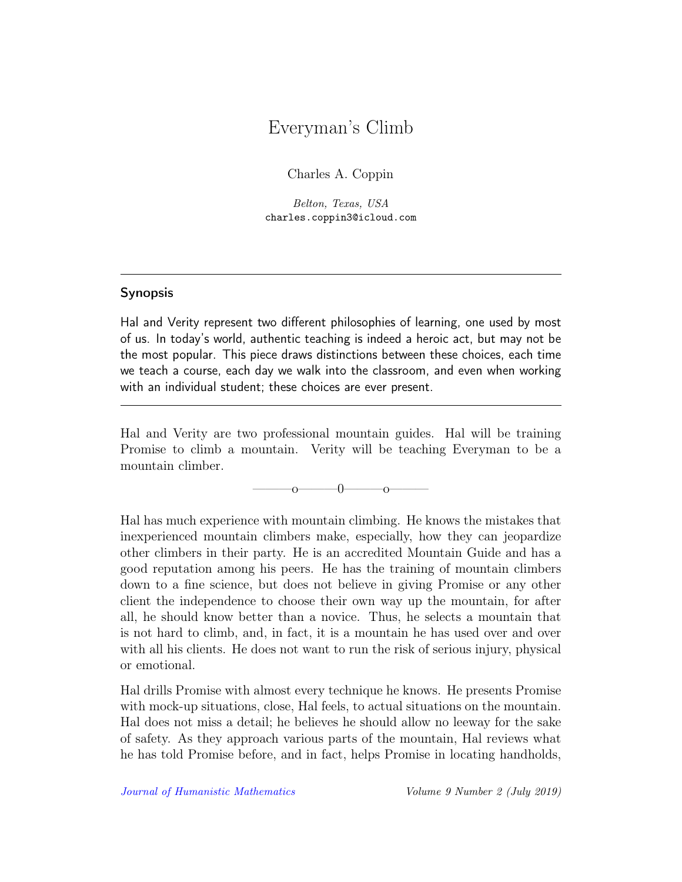# Everyman's Climb

Charles A. Coppin

*Belton, Texas, USA*
charles.coppin3@icloud.com

---

## Synopsis

Hal and Verity represent two different philosophies of learning, one used by most of us. In today's world, authentic teaching is indeed a heroic act, but may not be the most popular. This piece draws distinctions between these choices, each time we teach a course, each day we walk into the classroom, and even when working with an individual student; these choices are ever present.

---

Hal and Verity are two professional mountain guides. Hal will be training Promise to climb a mountain. Verity will be teaching Everyman to be a mountain climber.

———o———0———o———

Hal has much experience with mountain climbing. He knows the mistakes that inexperienced mountain climbers make, especially, how they can jeopardize other climbers in their party. He is an accredited Mountain Guide and has a good reputation among his peers. He has the training of mountain climbers down to a fine science, but does not believe in giving Promise or any other client the independence to choose their own way up the mountain, for after all, he should know better than a novice. Thus, he selects a mountain that is not hard to climb, and, in fact, it is a mountain he has used over and over with all his clients. He does not want to run the risk of serious injury, physical or emotional.

Hal drills Promise with almost every technique he knows. He presents Promise with mock-up situations, close, Hal feels, to actual situations on the mountain. Hal does not miss a detail; he believes he should allow no leeway for the sake of safety. As they approach various parts of the mountain, Hal reviews what he has told Promise before, and in fact, helps Promise in locating handholds,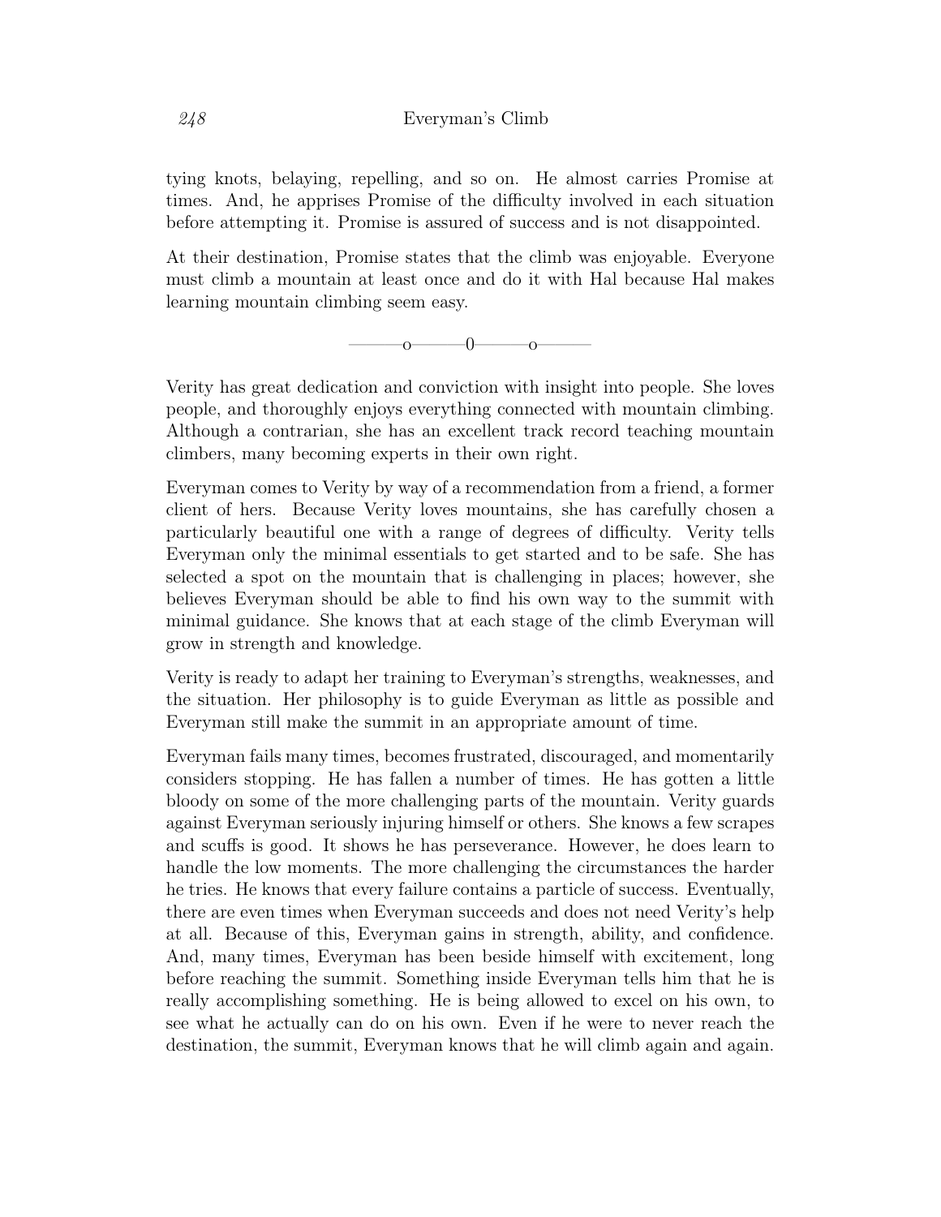tying knots, belaying, repelling, and so on. He almost carries Promise at times. And, he apprises Promise of the difficulty involved in each situation before attempting it. Promise is assured of success and is not disappointed.

At their destination, Promise states that the climb was enjoyable. Everyone must climb a mountain at least once and do it with Hal because Hal makes learning mountain climbing seem easy.

———o———0———o———

Verity has great dedication and conviction with insight into people. She loves people, and thoroughly enjoys everything connected with mountain climbing. Although a contrarian, she has an excellent track record teaching mountain climbers, many becoming experts in their own right.

Everyman comes to Verity by way of a recommendation from a friend, a former client of hers. Because Verity loves mountains, she has carefully chosen a particularly beautiful one with a range of degrees of difficulty. Verity tells Everyman only the minimal essentials to get started and to be safe. She has selected a spot on the mountain that is challenging in places; however, she believes Everyman should be able to find his own way to the summit with minimal guidance. She knows that at each stage of the climb Everyman will grow in strength and knowledge.

Verity is ready to adapt her training to Everyman's strengths, weaknesses, and the situation. Her philosophy is to guide Everyman as little as possible and Everyman still make the summit in an appropriate amount of time.

Everyman fails many times, becomes frustrated, discouraged, and momentarily considers stopping. He has fallen a number of times. He has gotten a little bloody on some of the more challenging parts of the mountain. Verity guards against Everyman seriously injuring himself or others. She knows a few scrapes and scuffs is good. It shows he has perseverance. However, he does learn to handle the low moments. The more challenging the circumstances the harder he tries. He knows that every failure contains a particle of success. Eventually, there are even times when Everyman succeeds and does not need Verity's help at all. Because of this, Everyman gains in strength, ability, and confidence. And, many times, Everyman has been beside himself with excitement, long before reaching the summit. Something inside Everyman tells him that he is really accomplishing something. He is being allowed to excel on his own, to see what he actually can do on his own. Even if he were to never reach the destination, the summit, Everyman knows that he will climb again and again.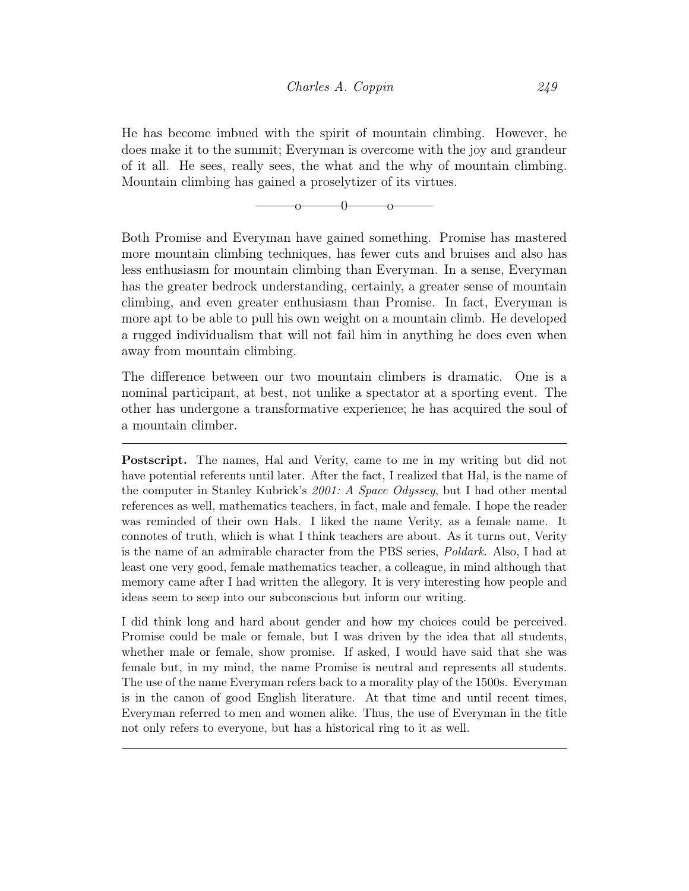He has become imbued with the spirit of mountain climbing. However, he does make it to the summit; Everyman is overcome with the joy and grandeur of it all. He sees, really sees, the what and the why of mountain climbing. Mountain climbing has gained a proselytizer of its virtues.

———o———0———o———

Both Promise and Everyman have gained something. Promise has mastered more mountain climbing techniques, has fewer cuts and bruises and also has less enthusiasm for mountain climbing than Everyman. In a sense, Everyman has the greater bedrock understanding, certainly, a greater sense of mountain climbing, and even greater enthusiasm than Promise. In fact, Everyman is more apt to be able to pull his own weight on a mountain climb. He developed a rugged individualism that will not fail him in anything he does even when away from mountain climbing.

The difference between our two mountain climbers is dramatic. One is a nominal participant, at best, not unlike a spectator at a sporting event. The other has undergone a transformative experience; he has acquired the soul of a mountain climber.

---

**Postscript.** The names, Hal and Verity, came to me in my writing but did not have potential referents until later. After the fact, I realized that Hal, is the name of the computer in Stanley Kubrick's *2001: A Space Odyssey*, but I had other mental references as well, mathematics teachers, in fact, male and female. I hope the reader was reminded of their own Hals. I liked the name Verity, as a female name. It connotes of truth, which is what I think teachers are about. As it turns out, Verity is the name of an admirable character from the PBS series, *Poldark*. Also, I had at least one very good, female mathematics teacher, a colleague, in mind although that memory came after I had written the allegory. It is very interesting how people and ideas seem to seep into our subconscious but inform our writing.

I did think long and hard about gender and how my choices could be perceived. Promise could be male or female, but I was driven by the idea that all students, whether male or female, show promise. If asked, I would have said that she was female but, in my mind, the name Promise is neutral and represents all students. The use of the name Everyman refers back to a morality play of the 1500s. Everyman is in the canon of good English literature. At that time and until recent times, Everyman referred to men and women alike. Thus, the use of Everyman in the title not only refers to everyone, but has a historical ring to it as well.

---